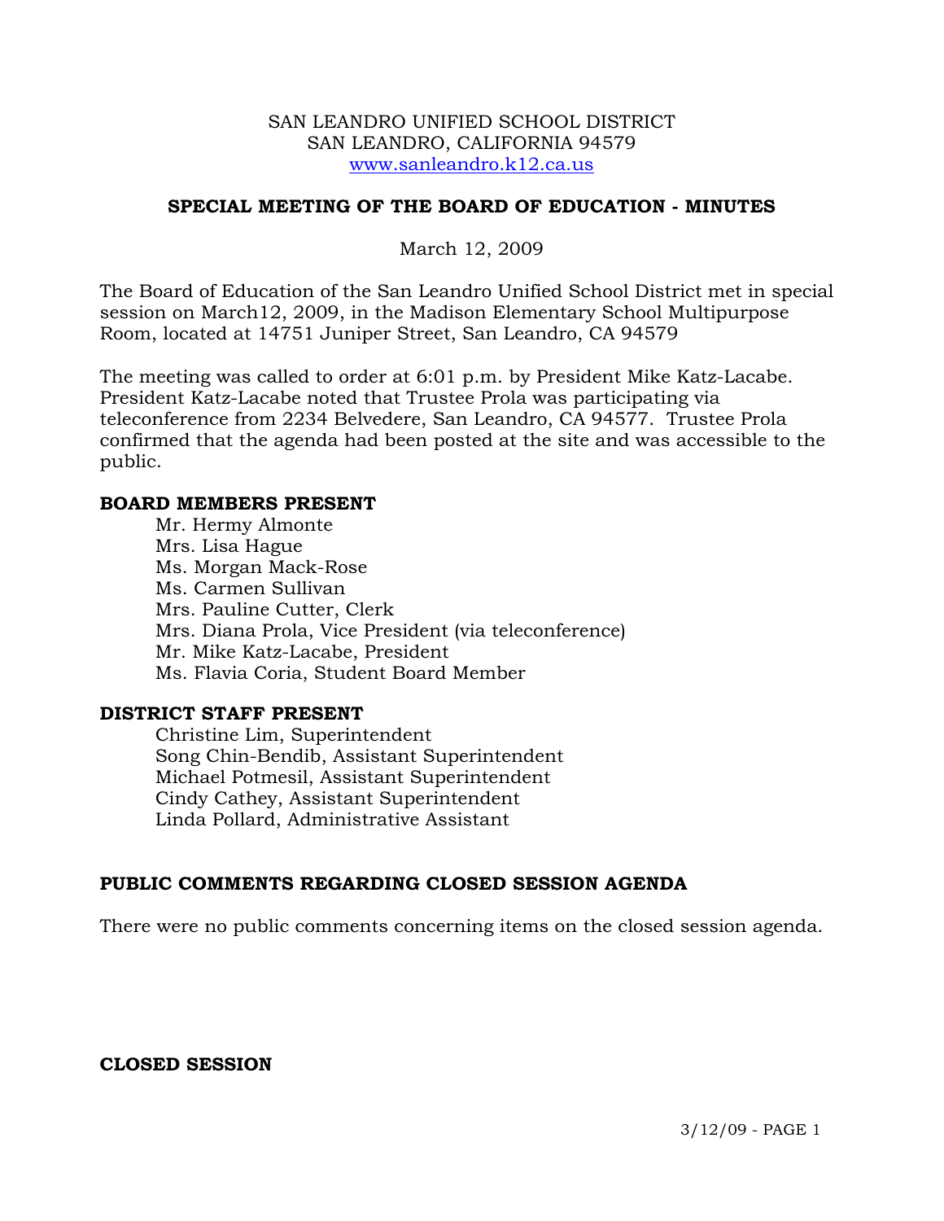SAN LEANDRO UNIFIED SCHOOL DISTRICT
SAN LEANDRO, CALIFORNIA 94579
www.sanleandro.k12.ca.us

# SPECIAL MEETING OF THE BOARD OF EDUCATION - MINUTES

March 12, 2009

The Board of Education of the San Leandro Unified School District met in special session on March12, 2009, in the Madison Elementary School Multipurpose Room, located at 14751 Juniper Street, San Leandro, CA 94579

The meeting was called to order at 6:01 p.m. by President Mike Katz-Lacabe. President Katz-Lacabe noted that Trustee Prola was participating via teleconference from 2234 Belvedere, San Leandro, CA 94577. Trustee Prola confirmed that the agenda had been posted at the site and was accessible to the public.

## BOARD MEMBERS PRESENT

Mr. Hermy Almonte
Mrs. Lisa Hague
Ms. Morgan Mack-Rose
Ms. Carmen Sullivan
Mrs. Pauline Cutter, Clerk
Mrs. Diana Prola, Vice President (via teleconference)
Mr. Mike Katz-Lacabe, President
Ms. Flavia Coria, Student Board Member

## DISTRICT STAFF PRESENT

Christine Lim, Superintendent
Song Chin-Bendib, Assistant Superintendent
Michael Potmesil, Assistant Superintendent
Cindy Cathey, Assistant Superintendent
Linda Pollard, Administrative Assistant

## PUBLIC COMMENTS REGARDING CLOSED SESSION AGENDA

There were no public comments concerning items on the closed session agenda.

## CLOSED SESSION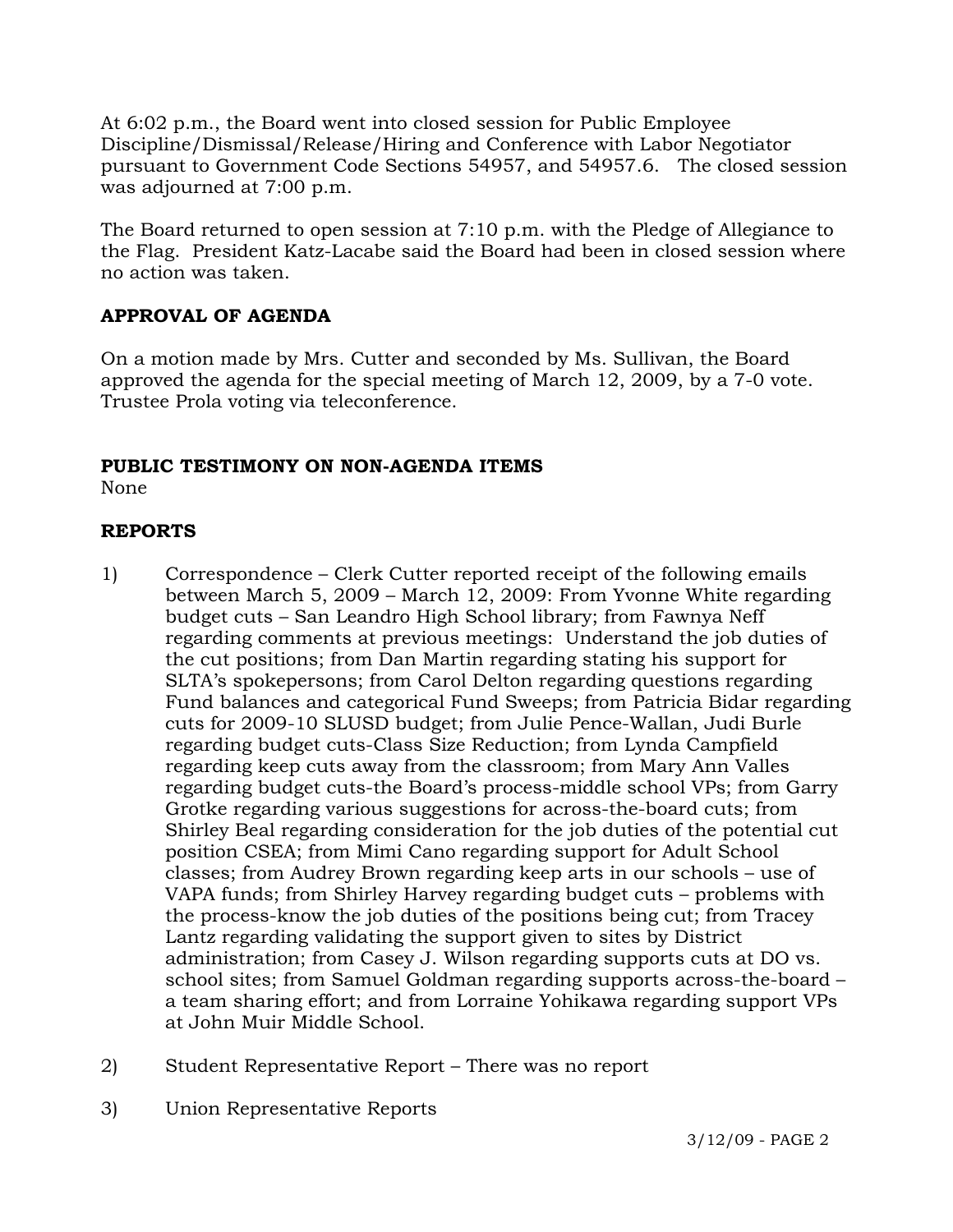At 6:02 p.m., the Board went into closed session for Public Employee Discipline/Dismissal/Release/Hiring and Conference with Labor Negotiator pursuant to Government Code Sections 54957, and 54957.6. The closed session was adjourned at 7:00 p.m.

The Board returned to open session at 7:10 p.m. with the Pledge of Allegiance to the Flag. President Katz-Lacabe said the Board had been in closed session where no action was taken.

**APPROVAL OF AGENDA**

On a motion made by Mrs. Cutter and seconded by Ms. Sullivan, the Board approved the agenda for the special meeting of March 12, 2009, by a 7-0 vote. Trustee Prola voting via teleconference.

**PUBLIC TESTIMONY ON NON-AGENDA ITEMS**
None

**REPORTS**

1) Correspondence – Clerk Cutter reported receipt of the following emails between March 5, 2009 – March 12, 2009: From Yvonne White regarding budget cuts – San Leandro High School library; from Fawnya Neff regarding comments at previous meetings: Understand the job duties of the cut positions; from Dan Martin regarding stating his support for SLTA's spokepersons; from Carol Delton regarding questions regarding Fund balances and categorical Fund Sweeps; from Patricia Bidar regarding cuts for 2009-10 SLUSD budget; from Julie Pence-Wallan, Judi Burle regarding budget cuts-Class Size Reduction; from Lynda Campfield regarding keep cuts away from the classroom; from Mary Ann Valles regarding budget cuts-the Board's process-middle school VPs; from Garry Grotke regarding various suggestions for across-the-board cuts; from Shirley Beal regarding consideration for the job duties of the potential cut position CSEA; from Mimi Cano regarding support for Adult School classes; from Audrey Brown regarding keep arts in our schools – use of VAPA funds; from Shirley Harvey regarding budget cuts – problems with the process-know the job duties of the positions being cut; from Tracey Lantz regarding validating the support given to sites by District administration; from Casey J. Wilson regarding supports cuts at DO vs. school sites; from Samuel Goldman regarding supports across-the-board – a team sharing effort; and from Lorraine Yohikawa regarding support VPs at John Muir Middle School.

2) Student Representative Report – There was no report

3) Union Representative Reports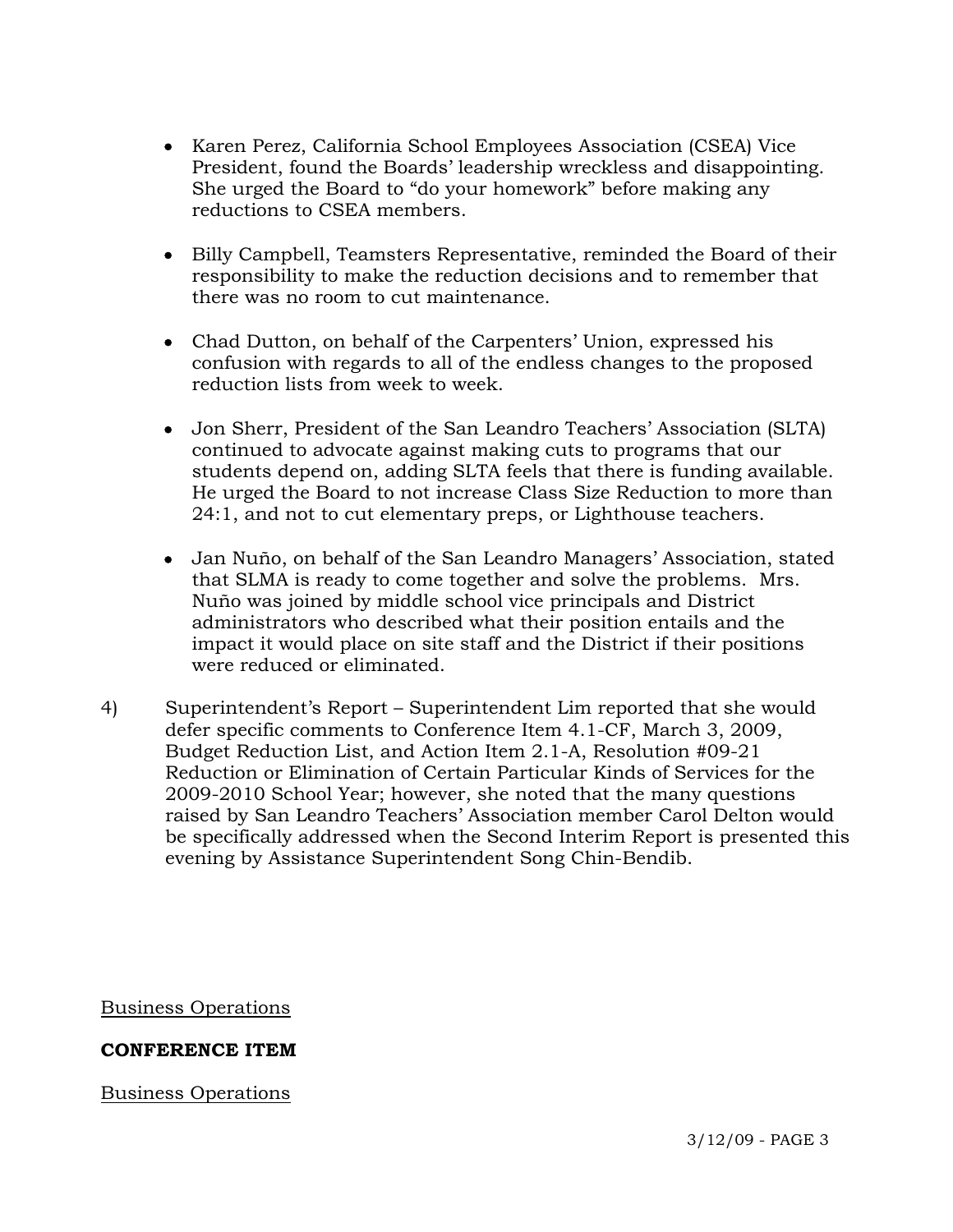- Karen Perez, California School Employees Association (CSEA) Vice President, found the Boards' leadership wreckless and disappointing. She urged the Board to "do your homework" before making any reductions to CSEA members.

- Billy Campbell, Teamsters Representative, reminded the Board of their responsibility to make the reduction decisions and to remember that there was no room to cut maintenance.

- Chad Dutton, on behalf of the Carpenters' Union, expressed his confusion with regards to all of the endless changes to the proposed reduction lists from week to week.

- Jon Sherr, President of the San Leandro Teachers' Association (SLTA) continued to advocate against making cuts to programs that our students depend on, adding SLTA feels that there is funding available. He urged the Board to not increase Class Size Reduction to more than 24:1, and not to cut elementary preps, or Lighthouse teachers.

- Jan Nuño, on behalf of the San Leandro Managers' Association, stated that SLMA is ready to come together and solve the problems. Mrs. Nuño was joined by middle school vice principals and District administrators who described what their position entails and the impact it would place on site staff and the District if their positions were reduced or eliminated.

4) Superintendent's Report – Superintendent Lim reported that she would defer specific comments to Conference Item 4.1-CF, March 3, 2009, Budget Reduction List, and Action Item 2.1-A, Resolution #09-21 Reduction or Elimination of Certain Particular Kinds of Services for the 2009-2010 School Year; however, she noted that the many questions raised by San Leandro Teachers' Association member Carol Delton would be specifically addressed when the Second Interim Report is presented this evening by Assistance Superintendent Song Chin-Bendib.

Business Operations

**CONFERENCE ITEM**

Business Operations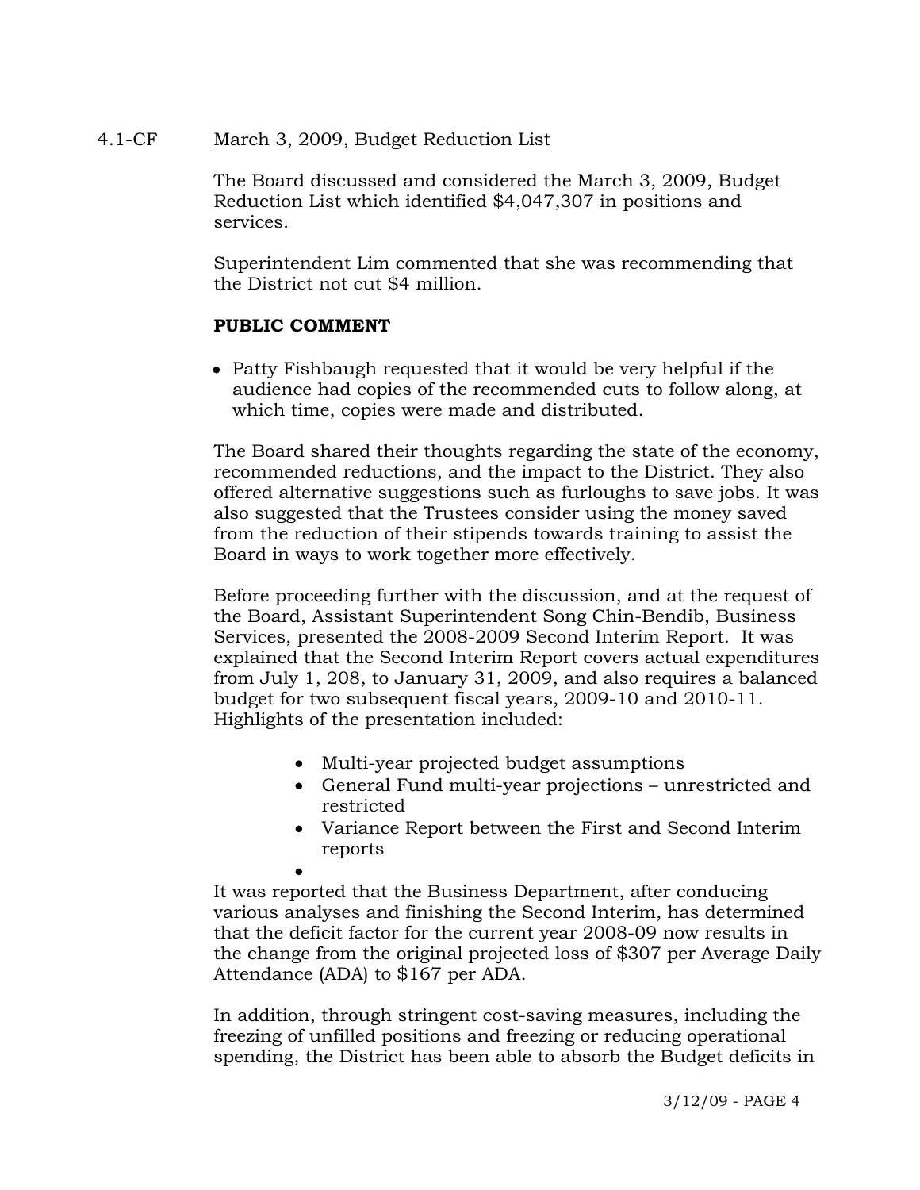4.1-CF March 3, 2009, Budget Reduction List

The Board discussed and considered the March 3, 2009, Budget Reduction List which identified $4,047,307 in positions and services.

Superintendent Lim commented that she was recommending that the District not cut $4 million.

**PUBLIC COMMENT**

- Patty Fishbaugh requested that it would be very helpful if the audience had copies of the recommended cuts to follow along, at which time, copies were made and distributed.

The Board shared their thoughts regarding the state of the economy, recommended reductions, and the impact to the District. They also offered alternative suggestions such as furloughs to save jobs. It was also suggested that the Trustees consider using the money saved from the reduction of their stipends towards training to assist the Board in ways to work together more effectively.

Before proceeding further with the discussion, and at the request of the Board, Assistant Superintendent Song Chin-Bendib, Business Services, presented the 2008-2009 Second Interim Report. It was explained that the Second Interim Report covers actual expenditures from July 1, 208, to January 31, 2009, and also requires a balanced budget for two subsequent fiscal years, 2009-10 and 2010-11. Highlights of the presentation included:

- Multi-year projected budget assumptions
- General Fund multi-year projections – unrestricted and restricted
- Variance Report between the First and Second Interim reports
- 

It was reported that the Business Department, after conducing various analyses and finishing the Second Interim, has determined that the deficit factor for the current year 2008-09 now results in the change from the original projected loss of $307 per Average Daily Attendance (ADA) to $167 per ADA.

In addition, through stringent cost-saving measures, including the freezing of unfilled positions and freezing or reducing operational spending, the District has been able to absorb the Budget deficits in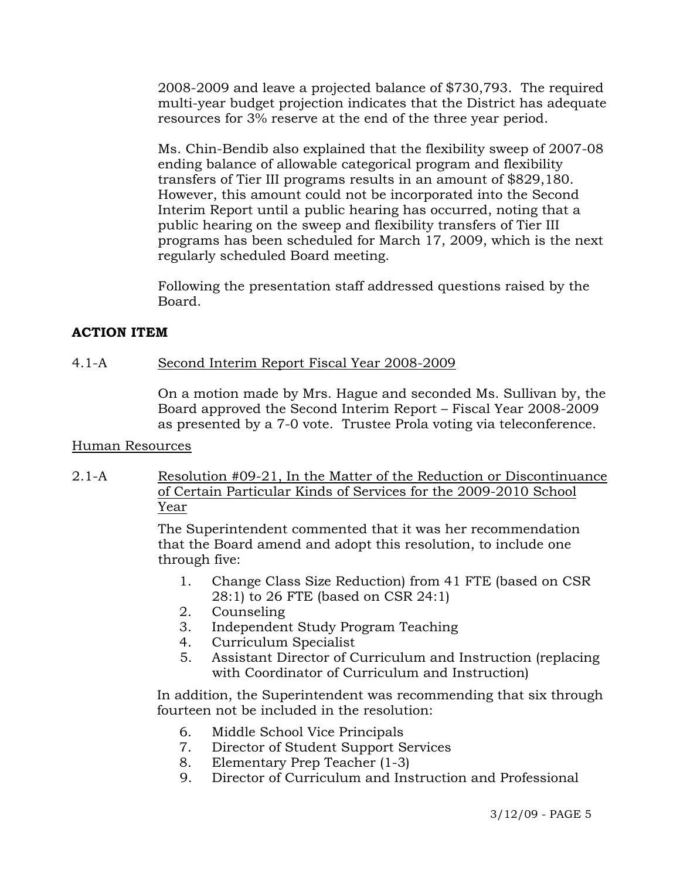2008-2009 and leave a projected balance of $730,793. The required multi-year budget projection indicates that the District has adequate resources for 3% reserve at the end of the three year period.

Ms. Chin-Bendib also explained that the flexibility sweep of 2007-08 ending balance of allowable categorical program and flexibility transfers of Tier III programs results in an amount of $829,180. However, this amount could not be incorporated into the Second Interim Report until a public hearing has occurred, noting that a public hearing on the sweep and flexibility transfers of Tier III programs has been scheduled for March 17, 2009, which is the next regularly scheduled Board meeting.

Following the presentation staff addressed questions raised by the Board.

**ACTION ITEM**

4.1-A Second Interim Report Fiscal Year 2008-2009

On a motion made by Mrs. Hague and seconded Ms. Sullivan by, the Board approved the Second Interim Report – Fiscal Year 2008-2009 as presented by a 7-0 vote. Trustee Prola voting via teleconference.

Human Resources

2.1-A Resolution #09-21, In the Matter of the Reduction or Discontinuance of Certain Particular Kinds of Services for the 2009-2010 School Year

The Superintendent commented that it was her recommendation that the Board amend and adopt this resolution, to include one through five:

1. Change Class Size Reduction) from 41 FTE (based on CSR 28:1) to 26 FTE (based on CSR 24:1)
2. Counseling
3. Independent Study Program Teaching
4. Curriculum Specialist
5. Assistant Director of Curriculum and Instruction (replacing with Coordinator of Curriculum and Instruction)

In addition, the Superintendent was recommending that six through fourteen not be included in the resolution:

6. Middle School Vice Principals
7. Director of Student Support Services
8. Elementary Prep Teacher (1-3)
9. Director of Curriculum and Instruction and Professional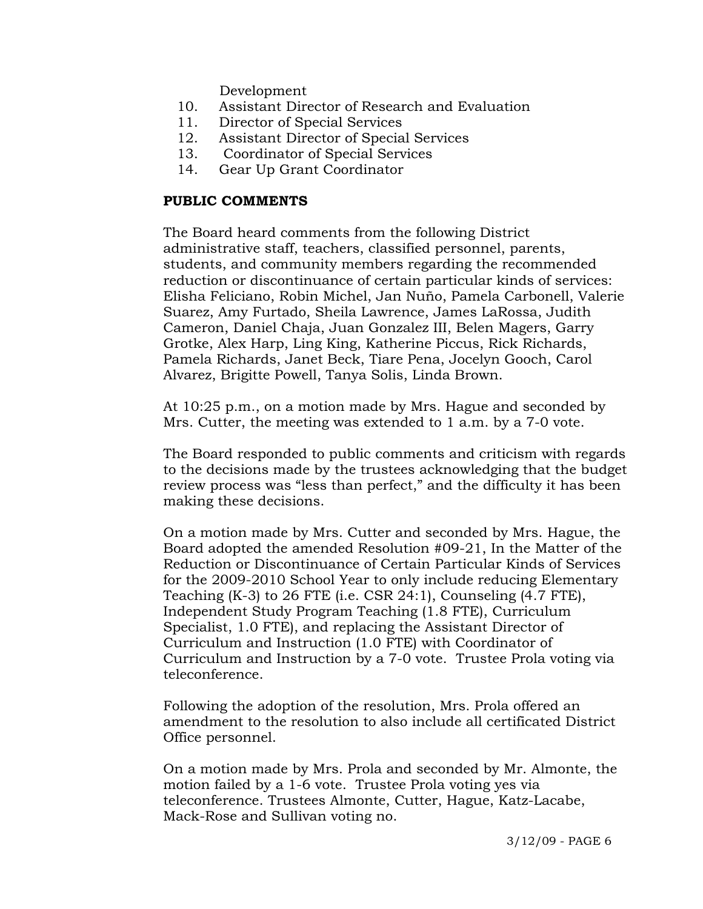Development

10. Assistant Director of Research and Evaluation
11. Director of Special Services
12. Assistant Director of Special Services
13. Coordinator of Special Services
14. Gear Up Grant Coordinator

**PUBLIC COMMENTS**

The Board heard comments from the following District administrative staff, teachers, classified personnel, parents, students, and community members regarding the recommended reduction or discontinuance of certain particular kinds of services: Elisha Feliciano, Robin Michel, Jan Nuño, Pamela Carbonell, Valerie Suarez, Amy Furtado, Sheila Lawrence, James LaRossa, Judith Cameron, Daniel Chaja, Juan Gonzalez III, Belen Magers, Garry Grotke, Alex Harp, Ling King, Katherine Piccus, Rick Richards, Pamela Richards, Janet Beck, Tiare Pena, Jocelyn Gooch, Carol Alvarez, Brigitte Powell, Tanya Solis, Linda Brown.

At 10:25 p.m., on a motion made by Mrs. Hague and seconded by Mrs. Cutter, the meeting was extended to 1 a.m. by a 7-0 vote.

The Board responded to public comments and criticism with regards to the decisions made by the trustees acknowledging that the budget review process was "less than perfect," and the difficulty it has been making these decisions.

On a motion made by Mrs. Cutter and seconded by Mrs. Hague, the Board adopted the amended Resolution #09-21, In the Matter of the Reduction or Discontinuance of Certain Particular Kinds of Services for the 2009-2010 School Year to only include reducing Elementary Teaching (K-3) to 26 FTE (i.e. CSR 24:1), Counseling (4.7 FTE), Independent Study Program Teaching (1.8 FTE), Curriculum Specialist, 1.0 FTE), and replacing the Assistant Director of Curriculum and Instruction (1.0 FTE) with Coordinator of Curriculum and Instruction by a 7-0 vote. Trustee Prola voting via teleconference.

Following the adoption of the resolution, Mrs. Prola offered an amendment to the resolution to also include all certificated District Office personnel.

On a motion made by Mrs. Prola and seconded by Mr. Almonte, the motion failed by a 1-6 vote. Trustee Prola voting yes via teleconference. Trustees Almonte, Cutter, Hague, Katz-Lacabe, Mack-Rose and Sullivan voting no.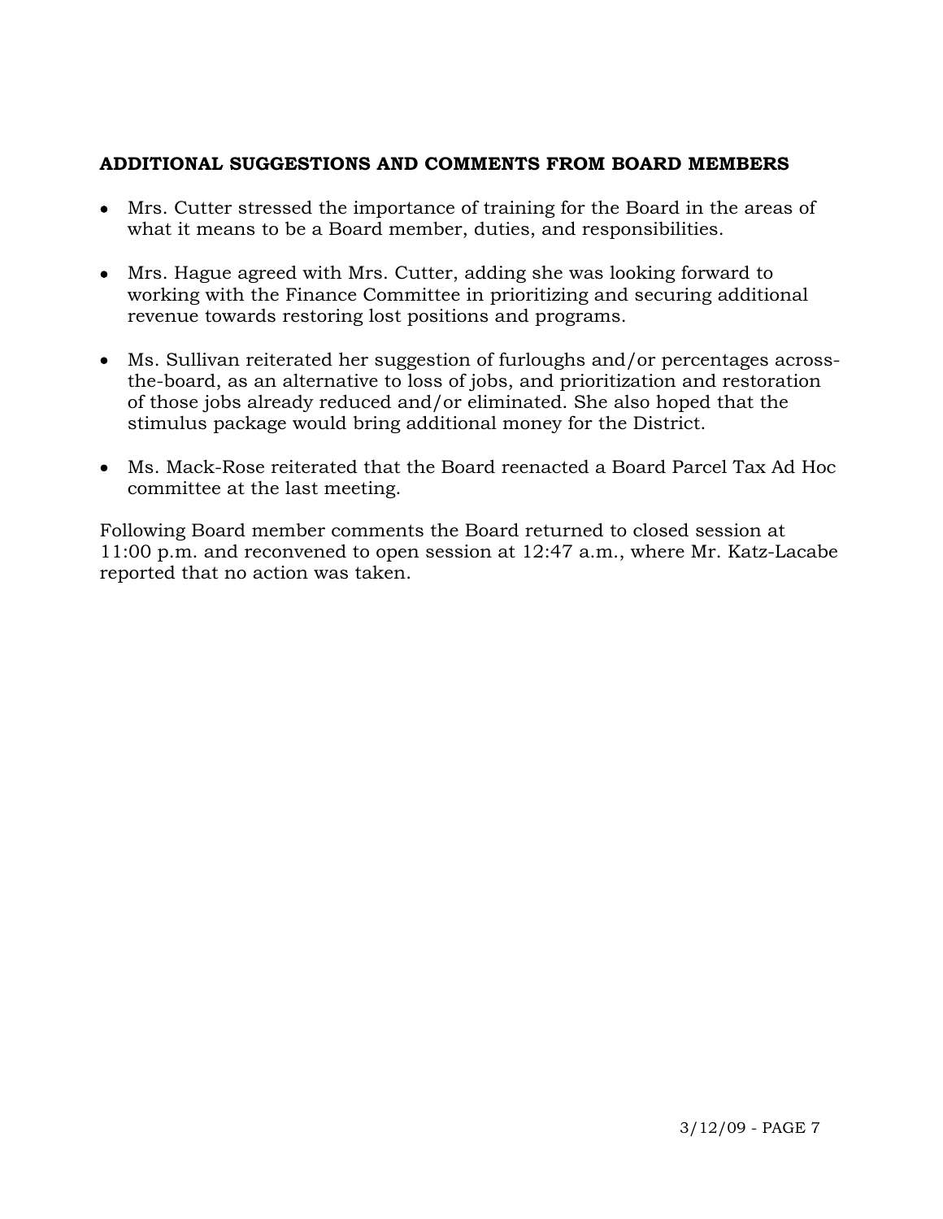**ADDITIONAL SUGGESTIONS AND COMMENTS FROM BOARD MEMBERS**

- Mrs. Cutter stressed the importance of training for the Board in the areas of what it means to be a Board member, duties, and responsibilities.
- Mrs. Hague agreed with Mrs. Cutter, adding she was looking forward to working with the Finance Committee in prioritizing and securing additional revenue towards restoring lost positions and programs.
- Ms. Sullivan reiterated her suggestion of furloughs and/or percentages across-the-board, as an alternative to loss of jobs, and prioritization and restoration of those jobs already reduced and/or eliminated. She also hoped that the stimulus package would bring additional money for the District.
- Ms. Mack-Rose reiterated that the Board reenacted a Board Parcel Tax Ad Hoc committee at the last meeting.

Following Board member comments the Board returned to closed session at 11:00 p.m. and reconvened to open session at 12:47 a.m., where Mr. Katz-Lacabe reported that no action was taken.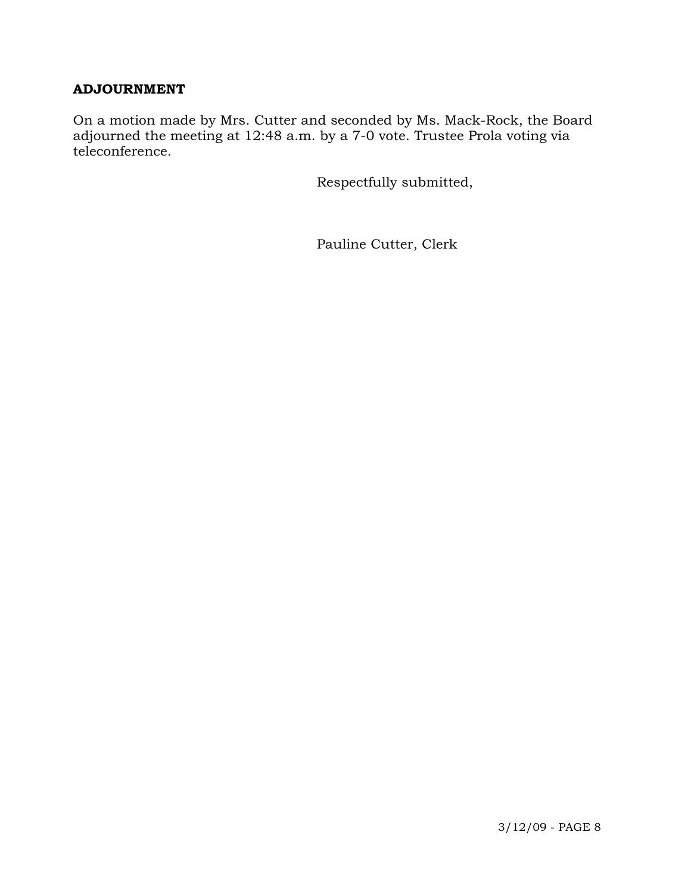**ADJOURNMENT**

On a motion made by Mrs. Cutter and seconded by Ms. Mack-Rock, the Board adjourned the meeting at 12:48 a.m. by a 7-0 vote. Trustee Prola voting via teleconference.

Respectfully submitted,

Pauline Cutter, Clerk